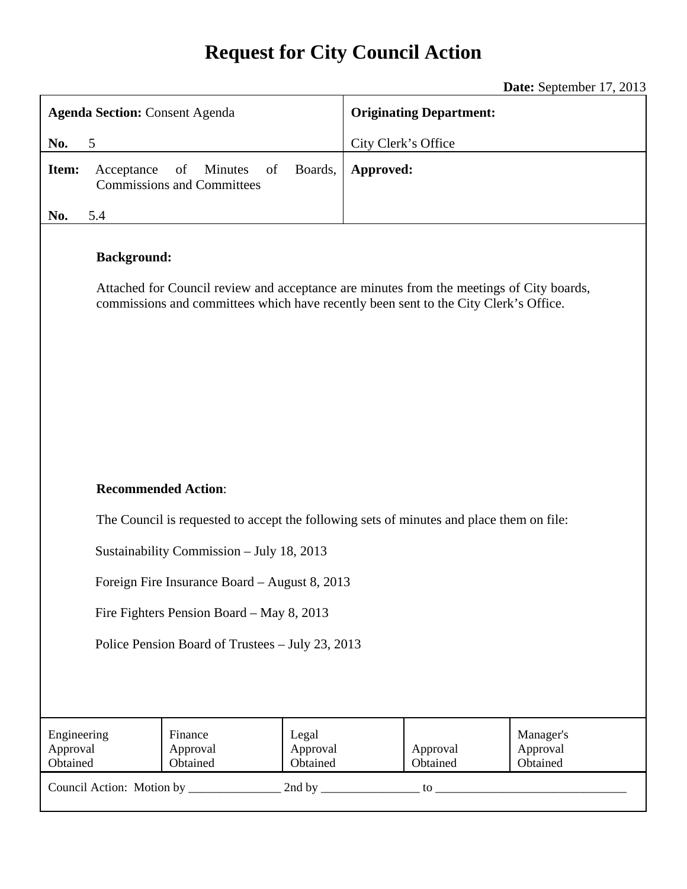# Request for City Council Action

**Date:** September 17, 2013

| **Agenda Section:** Consent Agenda<br>**No.** 5 | **Originating Department:**<br>City Clerk's Office |
|---|---|
| **Item:** Acceptance of Minutes of Boards, Commissions and Committees<br>**No.** 5.4 | **Approved:** |

**Background:**

Attached for Council review and acceptance are minutes from the meetings of City boards, commissions and committees which have recently been sent to the City Clerk's Office.

**Recommended Action**:

The Council is requested to accept the following sets of minutes and place them on file:

Sustainability Commission – July 18, 2013

Foreign Fire Insurance Board – August 8, 2013

Fire Fighters Pension Board – May 8, 2013

Police Pension Board of Trustees – July 23, 2013

| Engineering Approval Obtained | Finance Approval Obtained | Legal Approval Obtained | Approval Obtained | Manager's Approval Obtained |
|---|---|---|---|---|

Council Action: Motion by _______________ 2nd by ________________ to _______________________________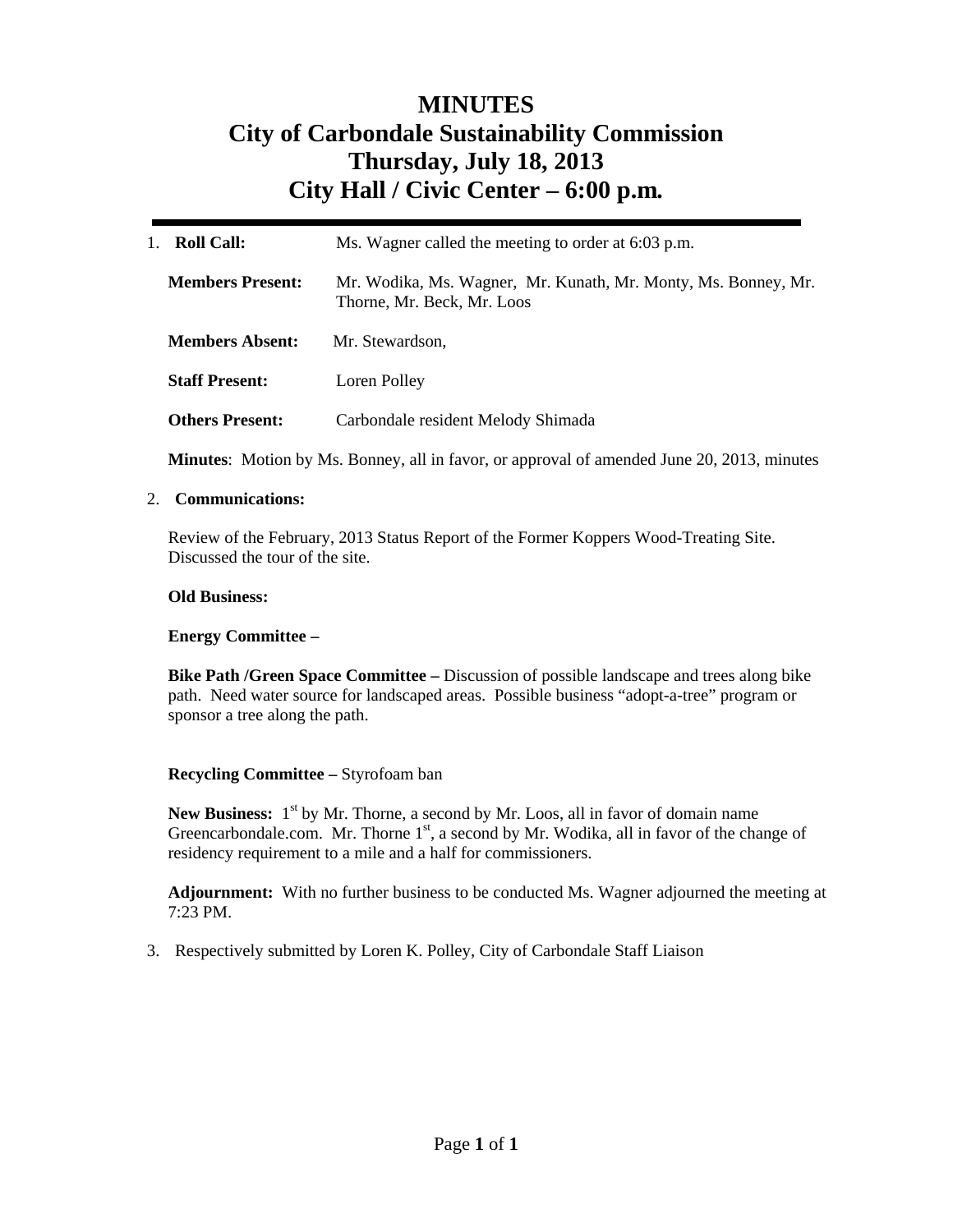# MINUTES
# City of Carbondale Sustainability Commission
# Thursday, July 18, 2013
# City Hall / Civic Center – 6:00 p.m.

---

1. **Roll Call:** Ms. Wagner called the meeting to order at 6:03 p.m.

   **Members Present:** Mr. Wodika, Ms. Wagner, Mr. Kunath, Mr. Monty, Ms. Bonney, Mr. Thorne, Mr. Beck, Mr. Loos

   **Members Absent:** Mr. Stewardson,

   **Staff Present:** Loren Polley

   **Others Present:** Carbondale resident Melody Shimada

   **Minutes**: Motion by Ms. Bonney, all in favor, or approval of amended June 20, 2013, minutes

2. **Communications:**

   Review of the February, 2013 Status Report of the Former Koppers Wood-Treating Site. Discussed the tour of the site.

   **Old Business:**

   **Energy Committee –**

   **Bike Path /Green Space Committee –** Discussion of possible landscape and trees along bike path. Need water source for landscaped areas. Possible business "adopt-a-tree" program or sponsor a tree along the path.

   **Recycling Committee –** Styrofoam ban

   **New Business:** 1st by Mr. Thorne, a second by Mr. Loos, all in favor of domain name Greencarbondale.com. Mr. Thorne 1st, a second by Mr. Wodika, all in favor of the change of residency requirement to a mile and a half for commissioners.

   **Adjournment:** With no further business to be conducted Ms. Wagner adjourned the meeting at 7:23 PM.

3. Respectively submitted by Loren K. Polley, City of Carbondale Staff Liaison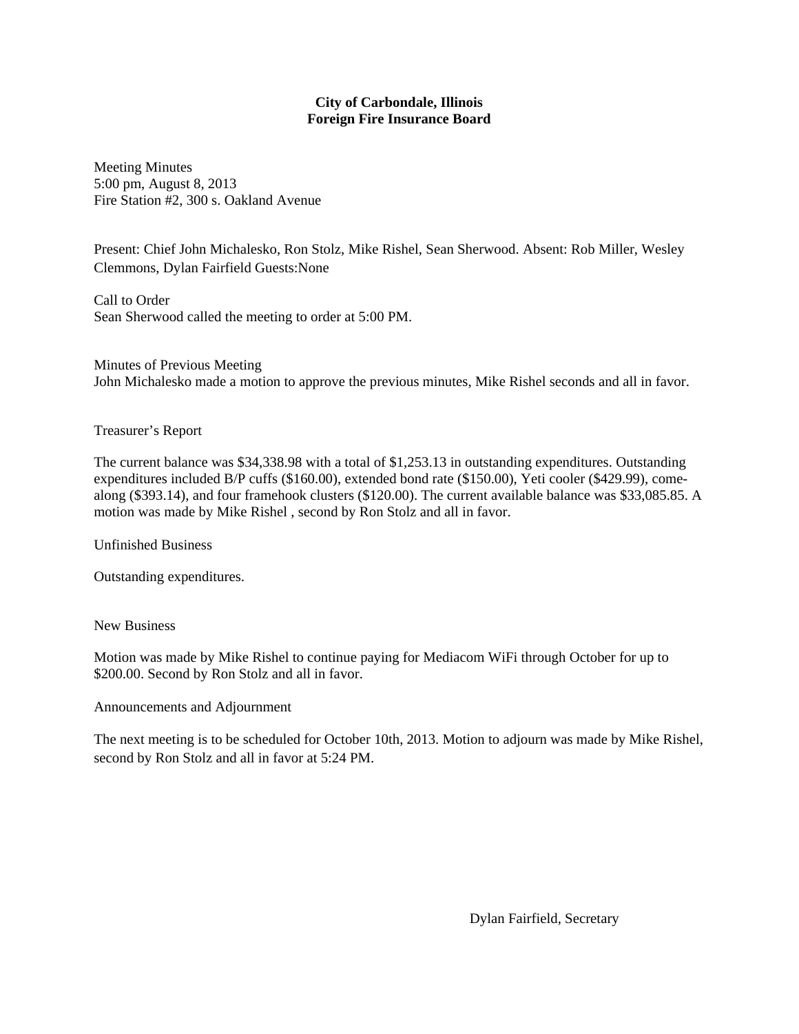**City of Carbondale, Illinois**
**Foreign Fire Insurance Board**

Meeting Minutes
5:00 pm, August 8, 2013
Fire Station #2, 300 s. Oakland Avenue

Present: Chief John Michalesko, Ron Stolz, Mike Rishel, Sean Sherwood. Absent: Rob Miller, Wesley Clemmons, Dylan Fairfield Guests:None

Call to Order
Sean Sherwood called the meeting to order at 5:00 PM.

Minutes of Previous Meeting
John Michalesko made a motion to approve the previous minutes, Mike Rishel seconds and all in favor.

Treasurer's Report

The current balance was $34,338.98 with a total of $1,253.13 in outstanding expenditures. Outstanding expenditures included B/P cuffs ($160.00), extended bond rate ($150.00), Yeti cooler ($429.99), come-along ($393.14), and four framehook clusters ($120.00). The current available balance was $33,085.85. A motion was made by Mike Rishel , second by Ron Stolz and all in favor.

Unfinished Business

Outstanding expenditures.

New Business

Motion was made by Mike Rishel to continue paying for Mediacom WiFi through October for up to $200.00. Second by Ron Stolz and all in favor.

Announcements and Adjournment

The next meeting is to be scheduled for October 10th, 2013. Motion to adjourn was made by Mike Rishel, second by Ron Stolz and all in favor at 5:24 PM.

Dylan Fairfield, Secretary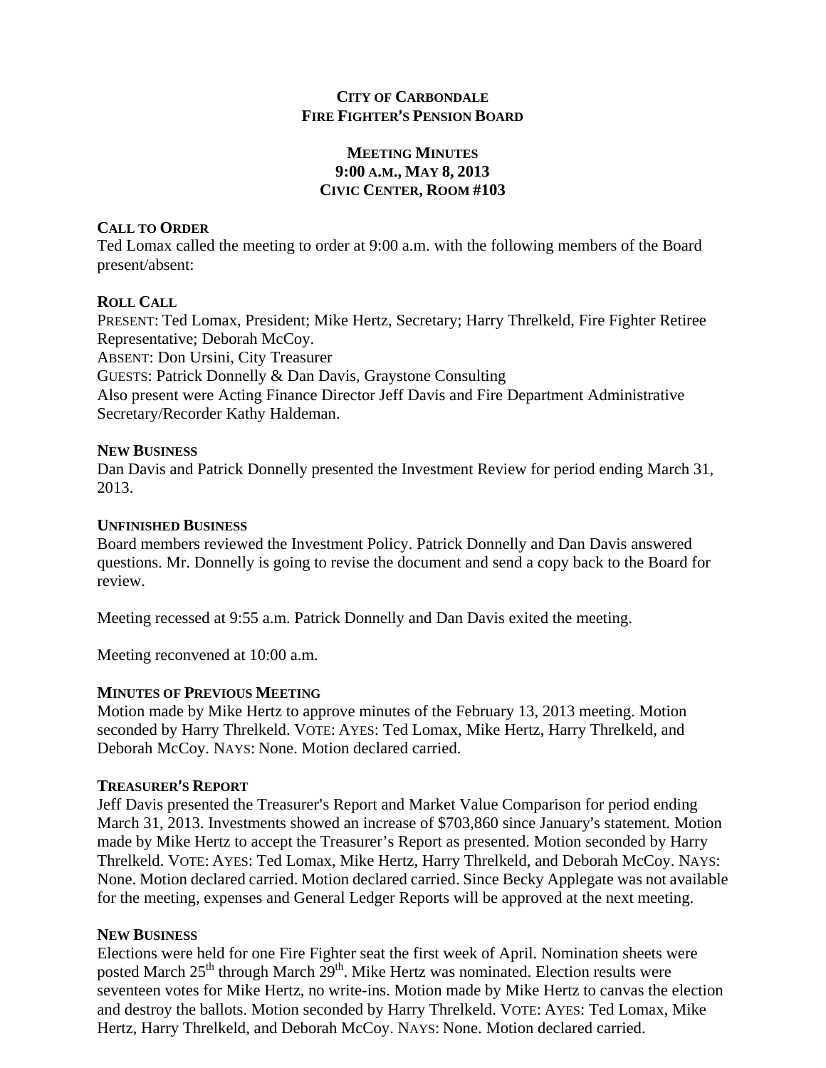**CITY OF CARBONDALE**
**FIRE FIGHTER'S PENSION BOARD**

**MEETING MINUTES**
**9:00 A.M., MAY 8, 2013**
**CIVIC CENTER, ROOM #103**

**CALL TO ORDER**

Ted Lomax called the meeting to order at 9:00 a.m. with the following members of the Board present/absent:

**ROLL CALL**

PRESENT: Ted Lomax, President; Mike Hertz, Secretary; Harry Threlkeld, Fire Fighter Retiree Representative; Deborah McCoy.
ABSENT: Don Ursini, City Treasurer
GUESTS: Patrick Donnelly & Dan Davis, Graystone Consulting
Also present were Acting Finance Director Jeff Davis and Fire Department Administrative Secretary/Recorder Kathy Haldeman.

**NEW BUSINESS**

Dan Davis and Patrick Donnelly presented the Investment Review for period ending March 31, 2013.

**UNFINISHED BUSINESS**

Board members reviewed the Investment Policy. Patrick Donnelly and Dan Davis answered questions. Mr. Donnelly is going to revise the document and send a copy back to the Board for review.

Meeting recessed at 9:55 a.m. Patrick Donnelly and Dan Davis exited the meeting.

Meeting reconvened at 10:00 a.m.

**MINUTES OF PREVIOUS MEETING**

Motion made by Mike Hertz to approve minutes of the February 13, 2013 meeting. Motion seconded by Harry Threlkeld. VOTE: AYES: Ted Lomax, Mike Hertz, Harry Threlkeld, and Deborah McCoy. NAYS: None. Motion declared carried.

**TREASURER'S REPORT**

Jeff Davis presented the Treasurer's Report and Market Value Comparison for period ending March 31, 2013. Investments showed an increase of $703,860 since January's statement. Motion made by Mike Hertz to accept the Treasurer's Report as presented. Motion seconded by Harry Threlkeld. VOTE: AYES: Ted Lomax, Mike Hertz, Harry Threlkeld, and Deborah McCoy. NAYS: None. Motion declared carried. Motion declared carried. Since Becky Applegate was not available for the meeting, expenses and General Ledger Reports will be approved at the next meeting.

**NEW BUSINESS**

Elections were held for one Fire Fighter seat the first week of April. Nomination sheets were posted March 25th through March 29th. Mike Hertz was nominated. Election results were seventeen votes for Mike Hertz, no write-ins. Motion made by Mike Hertz to canvas the election and destroy the ballots. Motion seconded by Harry Threlkeld. VOTE: AYES: Ted Lomax, Mike Hertz, Harry Threlkeld, and Deborah McCoy. NAYS: None. Motion declared carried.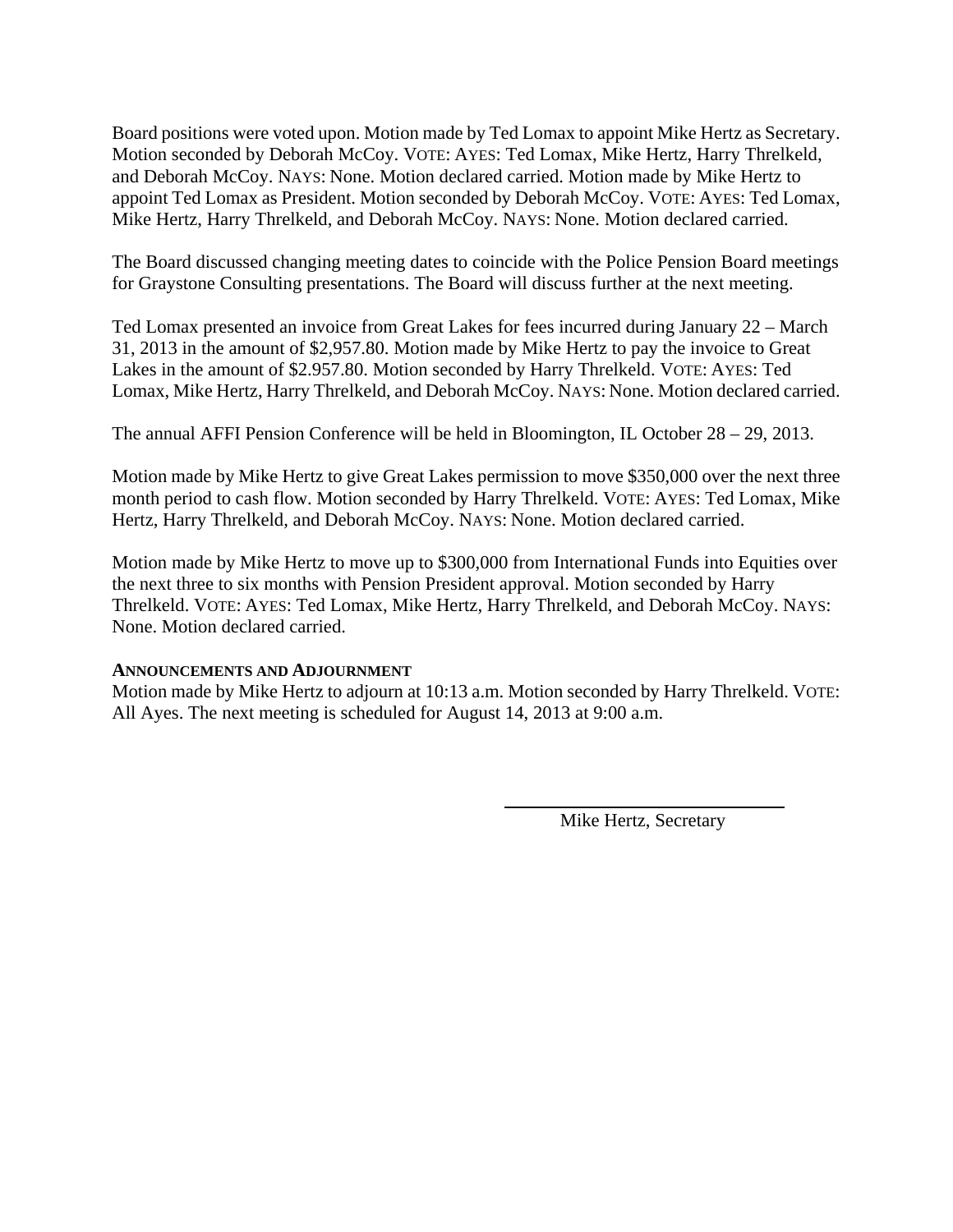Board positions were voted upon. Motion made by Ted Lomax to appoint Mike Hertz as Secretary. Motion seconded by Deborah McCoy. VOTE: AYES: Ted Lomax, Mike Hertz, Harry Threlkeld, and Deborah McCoy. NAYS: None. Motion declared carried. Motion made by Mike Hertz to appoint Ted Lomax as President. Motion seconded by Deborah McCoy. VOTE: AYES: Ted Lomax, Mike Hertz, Harry Threlkeld, and Deborah McCoy. NAYS: None. Motion declared carried.

The Board discussed changing meeting dates to coincide with the Police Pension Board meetings for Graystone Consulting presentations. The Board will discuss further at the next meeting.

Ted Lomax presented an invoice from Great Lakes for fees incurred during January 22 – March 31, 2013 in the amount of $2,957.80. Motion made by Mike Hertz to pay the invoice to Great Lakes in the amount of $2.957.80. Motion seconded by Harry Threlkeld. VOTE: AYES: Ted Lomax, Mike Hertz, Harry Threlkeld, and Deborah McCoy. NAYS: None. Motion declared carried.

The annual AFFI Pension Conference will be held in Bloomington, IL October 28 – 29, 2013.

Motion made by Mike Hertz to give Great Lakes permission to move $350,000 over the next three month period to cash flow. Motion seconded by Harry Threlkeld. VOTE: AYES: Ted Lomax, Mike Hertz, Harry Threlkeld, and Deborah McCoy. NAYS: None. Motion declared carried.

Motion made by Mike Hertz to move up to $300,000 from International Funds into Equities over the next three to six months with Pension President approval. Motion seconded by Harry Threlkeld. VOTE: AYES: Ted Lomax, Mike Hertz, Harry Threlkeld, and Deborah McCoy. NAYS: None. Motion declared carried.

**ANNOUNCEMENTS AND ADJOURNMENT**

Motion made by Mike Hertz to adjourn at 10:13 a.m. Motion seconded by Harry Threlkeld. VOTE: All Ayes. The next meeting is scheduled for August 14, 2013 at 9:00 a.m.

\_\_\_\_\_\_\_\_\_\_\_\_\_\_\_\_\_\_\_\_\_\_\_\_\_\_\_\_\_\_

Mike Hertz, Secretary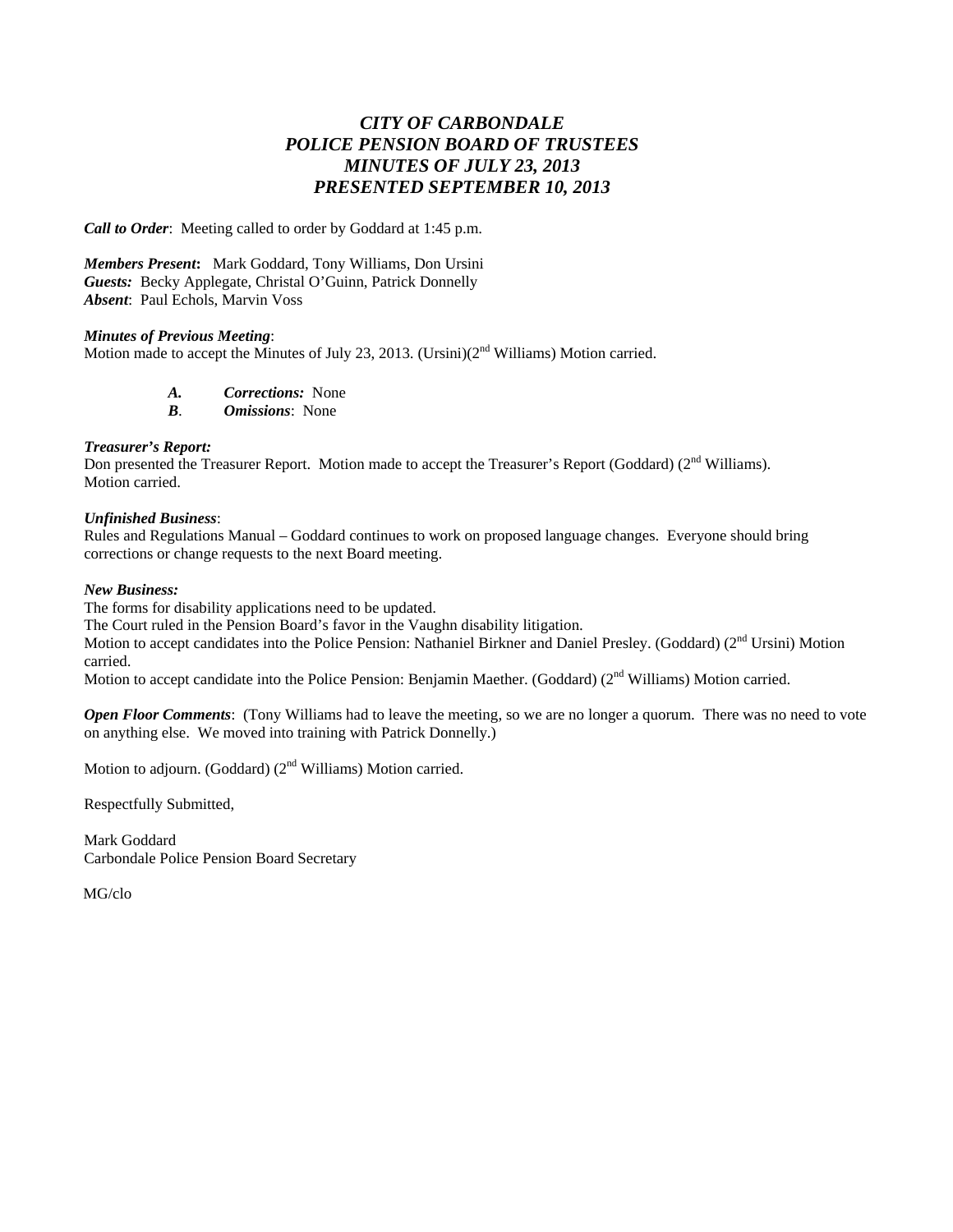# *CITY OF CARBONDALE*
# *POLICE PENSION BOARD OF TRUSTEES*
# *MINUTES OF JULY 23, 2013*
# *PRESENTED SEPTEMBER 10, 2013*

***Call to Order***: Meeting called to order by Goddard at 1:45 p.m.

***Members Present*:** Mark Goddard, Tony Williams, Don Ursini
***Guests:*** Becky Applegate, Christal O'Guinn, Patrick Donnelly
***Absent***: Paul Echols, Marvin Voss

***Minutes of Previous Meeting***:
Motion made to accept the Minutes of July 23, 2013. (Ursini)(2nd Williams) Motion carried.

> ***A.*** ***Corrections:*** None
> ***B***. ***Omissions***: None

***Treasurer's Report:***
Don presented the Treasurer Report. Motion made to accept the Treasurer's Report (Goddard) (2nd Williams). Motion carried.

***Unfinished Business***:
Rules and Regulations Manual – Goddard continues to work on proposed language changes. Everyone should bring corrections or change requests to the next Board meeting.

***New Business:***
The forms for disability applications need to be updated.
The Court ruled in the Pension Board's favor in the Vaughn disability litigation.
Motion to accept candidates into the Police Pension: Nathaniel Birkner and Daniel Presley. (Goddard) (2nd Ursini) Motion carried.
Motion to accept candidate into the Police Pension: Benjamin Maether. (Goddard) (2nd Williams) Motion carried.

***Open Floor Comments***: (Tony Williams had to leave the meeting, so we are no longer a quorum. There was no need to vote on anything else. We moved into training with Patrick Donnelly.)

Motion to adjourn. (Goddard) (2nd Williams) Motion carried.

Respectfully Submitted,

Mark Goddard
Carbondale Police Pension Board Secretary

MG/clo